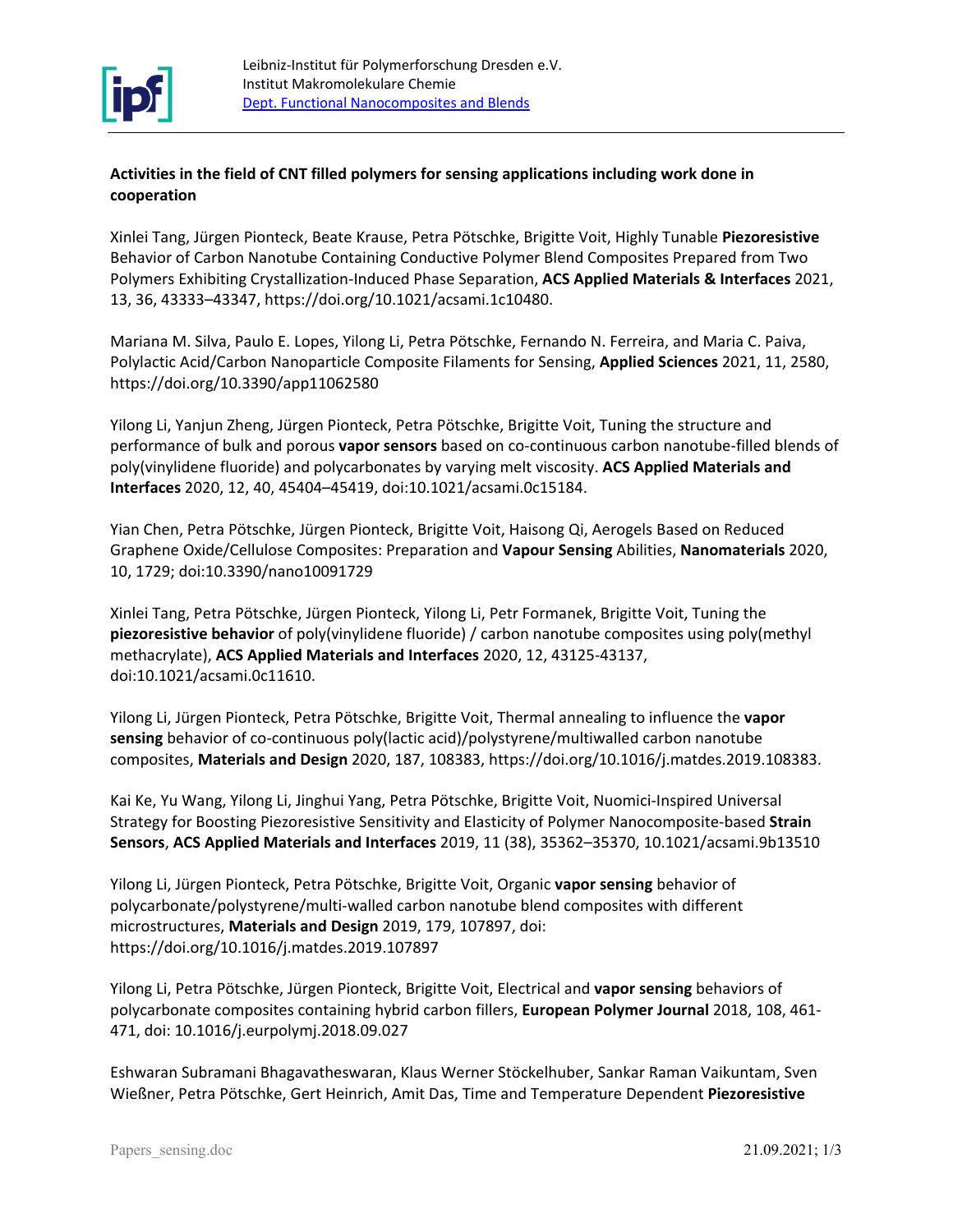Leibniz-Institut für Polymerforschung Dresden e.V.
Institut Makromolekulare Chemie
Dept. Functional Nanocomposites and Blends

**Activities in the field of CNT filled polymers for sensing applications including work done in cooperation**

Xinlei Tang, Jürgen Pionteck, Beate Krause, Petra Pötschke, Brigitte Voit, Highly Tunable **Piezoresistive** Behavior of Carbon Nanotube Containing Conductive Polymer Blend Composites Prepared from Two Polymers Exhibiting Crystallization-Induced Phase Separation, **ACS Applied Materials & Interfaces** 2021, 13, 36, 43333–43347, https://doi.org/10.1021/acsami.1c10480.

Mariana M. Silva, Paulo E. Lopes, Yilong Li, Petra Pötschke, Fernando N. Ferreira, and Maria C. Paiva, Polylactic Acid/Carbon Nanoparticle Composite Filaments for Sensing, **Applied Sciences** 2021, 11, 2580, https://doi.org/10.3390/app11062580

Yilong Li, Yanjun Zheng, Jürgen Pionteck, Petra Pötschke, Brigitte Voit, Tuning the structure and performance of bulk and porous **vapor sensors** based on co-continuous carbon nanotube-filled blends of poly(vinylidene fluoride) and polycarbonates by varying melt viscosity. **ACS Applied Materials and Interfaces** 2020, 12, 40, 45404–45419, doi:10.1021/acsami.0c15184.

Yian Chen, Petra Pötschke, Jürgen Pionteck, Brigitte Voit, Haisong Qi, Aerogels Based on Reduced Graphene Oxide/Cellulose Composites: Preparation and **Vapour Sensing** Abilities, **Nanomaterials** 2020, 10, 1729; doi:10.3390/nano10091729

Xinlei Tang, Petra Pötschke, Jürgen Pionteck, Yilong Li, Petr Formanek, Brigitte Voit, Tuning the **piezoresistive behavior** of poly(vinylidene fluoride) / carbon nanotube composites using poly(methyl methacrylate), **ACS Applied Materials and Interfaces** 2020, 12, 43125-43137, doi:10.1021/acsami.0c11610.

Yilong Li, Jürgen Pionteck, Petra Pötschke, Brigitte Voit, Thermal annealing to influence the **vapor sensing** behavior of co-continuous poly(lactic acid)/polystyrene/multiwalled carbon nanotube composites, **Materials and Design** 2020, 187, 108383, https://doi.org/10.1016/j.matdes.2019.108383.

Kai Ke, Yu Wang, Yilong Li, Jinghui Yang, Petra Pötschke, Brigitte Voit, Nuomici-Inspired Universal Strategy for Boosting Piezoresistive Sensitivity and Elasticity of Polymer Nanocomposite-based **Strain Sensors**, **ACS Applied Materials and Interfaces** 2019, 11 (38), 35362–35370, 10.1021/acsami.9b13510

Yilong Li, Jürgen Pionteck, Petra Pötschke, Brigitte Voit, Organic **vapor sensing** behavior of polycarbonate/polystyrene/multi-walled carbon nanotube blend composites with different microstructures, **Materials and Design** 2019, 179, 107897, doi: https://doi.org/10.1016/j.matdes.2019.107897

Yilong Li, Petra Pötschke, Jürgen Pionteck, Brigitte Voit, Electrical and **vapor sensing** behaviors of polycarbonate composites containing hybrid carbon fillers, **European Polymer Journal** 2018, 108, 461-471, doi: 10.1016/j.eurpolymj.2018.09.027

Eshwaran Subramani Bhagavatheswaran, Klaus Werner Stöckelhuber, Sankar Raman Vaikuntam, Sven Wießner, Petra Pötschke, Gert Heinrich, Amit Das, Time and Temperature Dependent **Piezoresistive**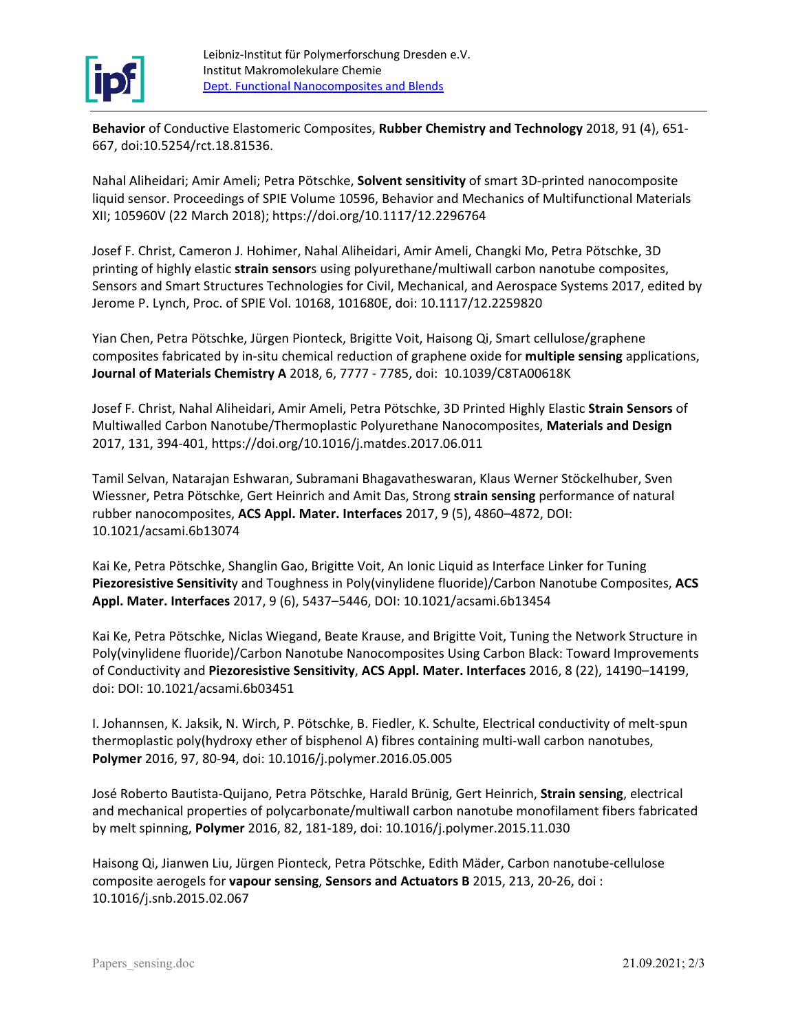**Behavior** of Conductive Elastomeric Composites, **Rubber Chemistry and Technology** 2018, 91 (4), 651-667, doi:10.5254/rct.18.81536.

Nahal Aliheidari; Amir Ameli; Petra Pötschke, **Solvent sensitivity** of smart 3D-printed nanocomposite liquid sensor. Proceedings of SPIE Volume 10596, Behavior and Mechanics of Multifunctional Materials XII; 105960V (22 March 2018); https://doi.org/10.1117/12.2296764

Josef F. Christ, Cameron J. Hohimer, Nahal Aliheidari, Amir Ameli, Changki Mo, Petra Pötschke, 3D printing of highly elastic **strain sensor**s using polyurethane/multiwall carbon nanotube composites, Sensors and Smart Structures Technologies for Civil, Mechanical, and Aerospace Systems 2017, edited by Jerome P. Lynch, Proc. of SPIE Vol. 10168, 101680E, doi: 10.1117/12.2259820

Yian Chen, Petra Pötschke, Jürgen Pionteck, Brigitte Voit, Haisong Qi, Smart cellulose/graphene composites fabricated by in-situ chemical reduction of graphene oxide for **multiple sensing** applications, **Journal of Materials Chemistry A** 2018, 6, 7777 - 7785, doi: 10.1039/C8TA00618K

Josef F. Christ, Nahal Aliheidari, Amir Ameli, Petra Pötschke, 3D Printed Highly Elastic **Strain Sensors** of Multiwalled Carbon Nanotube/Thermoplastic Polyurethane Nanocomposites, **Materials and Design** 2017, 131, 394-401, https://doi.org/10.1016/j.matdes.2017.06.011

Tamil Selvan, Natarajan Eshwaran, Subramani Bhagavatheswaran, Klaus Werner Stöckelhuber, Sven Wiessner, Petra Pötschke, Gert Heinrich and Amit Das, Strong **strain sensing** performance of natural rubber nanocomposites, **ACS Appl. Mater. Interfaces** 2017, 9 (5), 4860–4872, DOI: 10.1021/acsami.6b13074

Kai Ke, Petra Pötschke, Shanglin Gao, Brigitte Voit, An Ionic Liquid as Interface Linker for Tuning **Piezoresistive Sensitivit**y and Toughness in Poly(vinylidene fluoride)/Carbon Nanotube Composites, **ACS Appl. Mater. Interfaces** 2017, 9 (6), 5437–5446, DOI: 10.1021/acsami.6b13454

Kai Ke, Petra Pötschke, Niclas Wiegand, Beate Krause, and Brigitte Voit, Tuning the Network Structure in Poly(vinylidene fluoride)/Carbon Nanotube Nanocomposites Using Carbon Black: Toward Improvements of Conductivity and **Piezoresistive Sensitivity**, **ACS Appl. Mater. Interfaces** 2016, 8 (22), 14190–14199, doi: DOI: 10.1021/acsami.6b03451

I. Johannsen, K. Jaksik, N. Wirch, P. Pötschke, B. Fiedler, K. Schulte, Electrical conductivity of melt-spun thermoplastic poly(hydroxy ether of bisphenol A) fibres containing multi-wall carbon nanotubes, **Polymer** 2016, 97, 80-94, doi: 10.1016/j.polymer.2016.05.005

José Roberto Bautista-Quijano, Petra Pötschke, Harald Brünig, Gert Heinrich, **Strain sensing**, electrical and mechanical properties of polycarbonate/multiwall carbon nanotube monofilament fibers fabricated by melt spinning, **Polymer** 2016, 82, 181-189, doi: 10.1016/j.polymer.2015.11.030

Haisong Qi, Jianwen Liu, Jürgen Pionteck, Petra Pötschke, Edith Mäder, Carbon nanotube-cellulose composite aerogels for **vapour sensing**, **Sensors and Actuators B** 2015, 213, 20-26, doi : 10.1016/j.snb.2015.02.067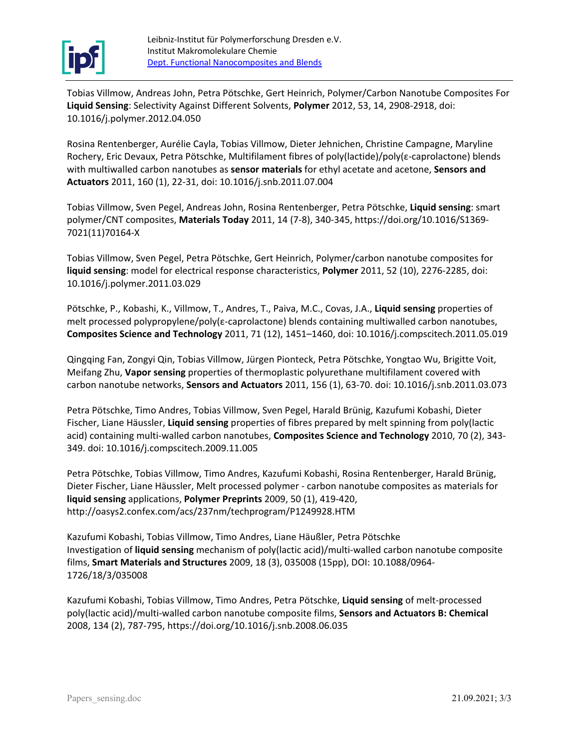Leibniz-Institut für Polymerforschung Dresden e.V.
Institut Makromolekulare Chemie
[Dept. Functional Nanocomposites and Blends]

Tobias Villmow, Andreas John, Petra Pötschke, Gert Heinrich, Polymer/Carbon Nanotube Composites For **Liquid Sensing**: Selectivity Against Different Solvents, **Polymer** 2012, 53, 14, 2908-2918, doi: 10.1016/j.polymer.2012.04.050

Rosina Rentenberger, Aurélie Cayla, Tobias Villmow, Dieter Jehnichen, Christine Campagne, Maryline Rochery, Eric Devaux, Petra Pötschke, Multifilament fibres of poly(lactide)/poly(ε-caprolactone) blends with multiwalled carbon nanotubes as **sensor materials** for ethyl acetate and acetone, **Sensors and Actuators** 2011, 160 (1), 22-31, doi: 10.1016/j.snb.2011.07.004

Tobias Villmow, Sven Pegel, Andreas John, Rosina Rentenberger, Petra Pötschke, **Liquid sensing**: smart polymer/CNT composites, **Materials Today** 2011, 14 (7-8), 340-345, https://doi.org/10.1016/S1369-7021(11)70164-X

Tobias Villmow, Sven Pegel, Petra Pötschke, Gert Heinrich, Polymer/carbon nanotube composites for **liquid sensing**: model for electrical response characteristics, **Polymer** 2011, 52 (10), 2276-2285, doi: 10.1016/j.polymer.2011.03.029

Pötschke, P., Kobashi, K., Villmow, T., Andres, T., Paiva, M.C., Covas, J.A., **Liquid sensing** properties of melt processed polypropylene/poly(ε-caprolactone) blends containing multiwalled carbon nanotubes, **Composites Science and Technology** 2011, 71 (12), 1451–1460, doi: 10.1016/j.compscitech.2011.05.019

Qingqing Fan, Zongyi Qin, Tobias Villmow, Jürgen Pionteck, Petra Pötschke, Yongtao Wu, Brigitte Voit, Meifang Zhu, **Vapor sensing** properties of thermoplastic polyurethane multifilament covered with carbon nanotube networks, **Sensors and Actuators** 2011, 156 (1), 63-70. doi: 10.1016/j.snb.2011.03.073

Petra Pötschke, Timo Andres, Tobias Villmow, Sven Pegel, Harald Brünig, Kazufumi Kobashi, Dieter Fischer, Liane Häussler, **Liquid sensing** properties of fibres prepared by melt spinning from poly(lactic acid) containing multi-walled carbon nanotubes, **Composites Science and Technology** 2010, 70 (2), 343-349. doi: 10.1016/j.compscitech.2009.11.005

Petra Pötschke, Tobias Villmow, Timo Andres, Kazufumi Kobashi, Rosina Rentenberger, Harald Brünig, Dieter Fischer, Liane Häussler, Melt processed polymer - carbon nanotube composites as materials for **liquid sensing** applications, **Polymer Preprints** 2009, 50 (1), 419-420, http://oasys2.confex.com/acs/237nm/techprogram/P1249928.HTM

Kazufumi Kobashi, Tobias Villmow, Timo Andres, Liane Häußler, Petra Pötschke
Investigation of **liquid sensing** mechanism of poly(lactic acid)/multi-walled carbon nanotube composite films, **Smart Materials and Structures** 2009, 18 (3), 035008 (15pp), DOI: 10.1088/0964-1726/18/3/035008

Kazufumi Kobashi, Tobias Villmow, Timo Andres, Petra Pötschke, **Liquid sensing** of melt-processed poly(lactic acid)/multi-walled carbon nanotube composite films, **Sensors and Actuators B: Chemical** 2008, 134 (2), 787-795, https://doi.org/10.1016/j.snb.2008.06.035